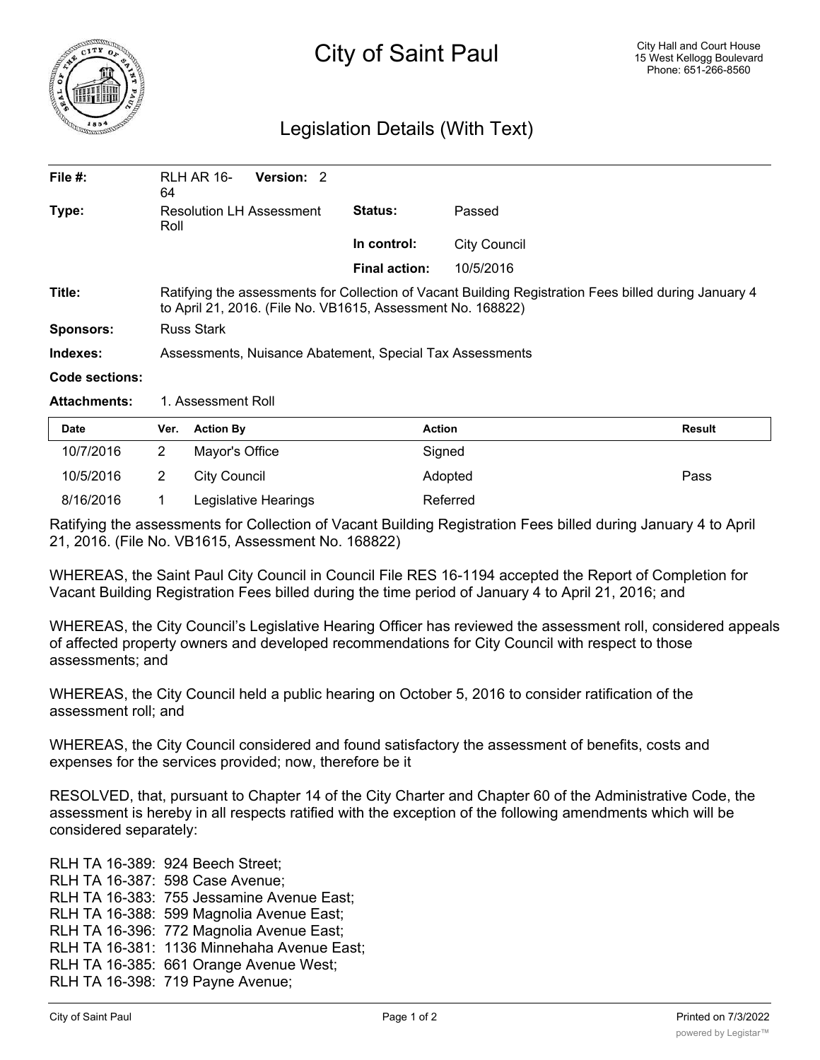# City of Saint Paul

City Hall and Court House
15 West Kellogg Boulevard
Phone: 651-266-8560

## Legislation Details (With Text)

| | | | |
|---|---|---|---|
| **File #:** | RLH AR 16-64 **Version:** 2 | | |
| **Type:** | Resolution LH Assessment Roll | **Status:** | Passed |
| | | **In control:** | City Council |
| | | **Final action:** | 10/5/2016 |
| **Title:** | Ratifying the assessments for Collection of Vacant Building Registration Fees billed during January 4 to April 21, 2016. (File No. VB1615, Assessment No. 168822) | | |
| **Sponsors:** | Russ Stark | | |
| **Indexes:** | Assessments, Nuisance Abatement, Special Tax Assessments | | |
| **Code sections:** | | | |
| **Attachments:** | 1. Assessment Roll | | |

| Date | Ver. | Action By | Action | Result |
|---|---|---|---|---|
| 10/7/2016 | 2 | Mayor's Office | Signed | |
| 10/5/2016 | 2 | City Council | Adopted | Pass |
| 8/16/2016 | 1 | Legislative Hearings | Referred | |

Ratifying the assessments for Collection of Vacant Building Registration Fees billed during January 4 to April 21, 2016. (File No. VB1615, Assessment No. 168822)

WHEREAS, the Saint Paul City Council in Council File RES 16-1194 accepted the Report of Completion for Vacant Building Registration Fees billed during the time period of January 4 to April 21, 2016; and

WHEREAS, the City Council's Legislative Hearing Officer has reviewed the assessment roll, considered appeals of affected property owners and developed recommendations for City Council with respect to those assessments; and

WHEREAS, the City Council held a public hearing on October 5, 2016 to consider ratification of the assessment roll; and

WHEREAS, the City Council considered and found satisfactory the assessment of benefits, costs and expenses for the services provided; now, therefore be it

RESOLVED, that, pursuant to Chapter 14 of the City Charter and Chapter 60 of the Administrative Code, the assessment is hereby in all respects ratified with the exception of the following amendments which will be considered separately:

RLH TA 16-389: 924 Beech Street;
RLH TA 16-387: 598 Case Avenue;
RLH TA 16-383: 755 Jessamine Avenue East;
RLH TA 16-388: 599 Magnolia Avenue East;
RLH TA 16-396: 772 Magnolia Avenue East;
RLH TA 16-381: 1136 Minnehaha Avenue East;
RLH TA 16-385: 661 Orange Avenue West;
RLH TA 16-398: 719 Payne Avenue;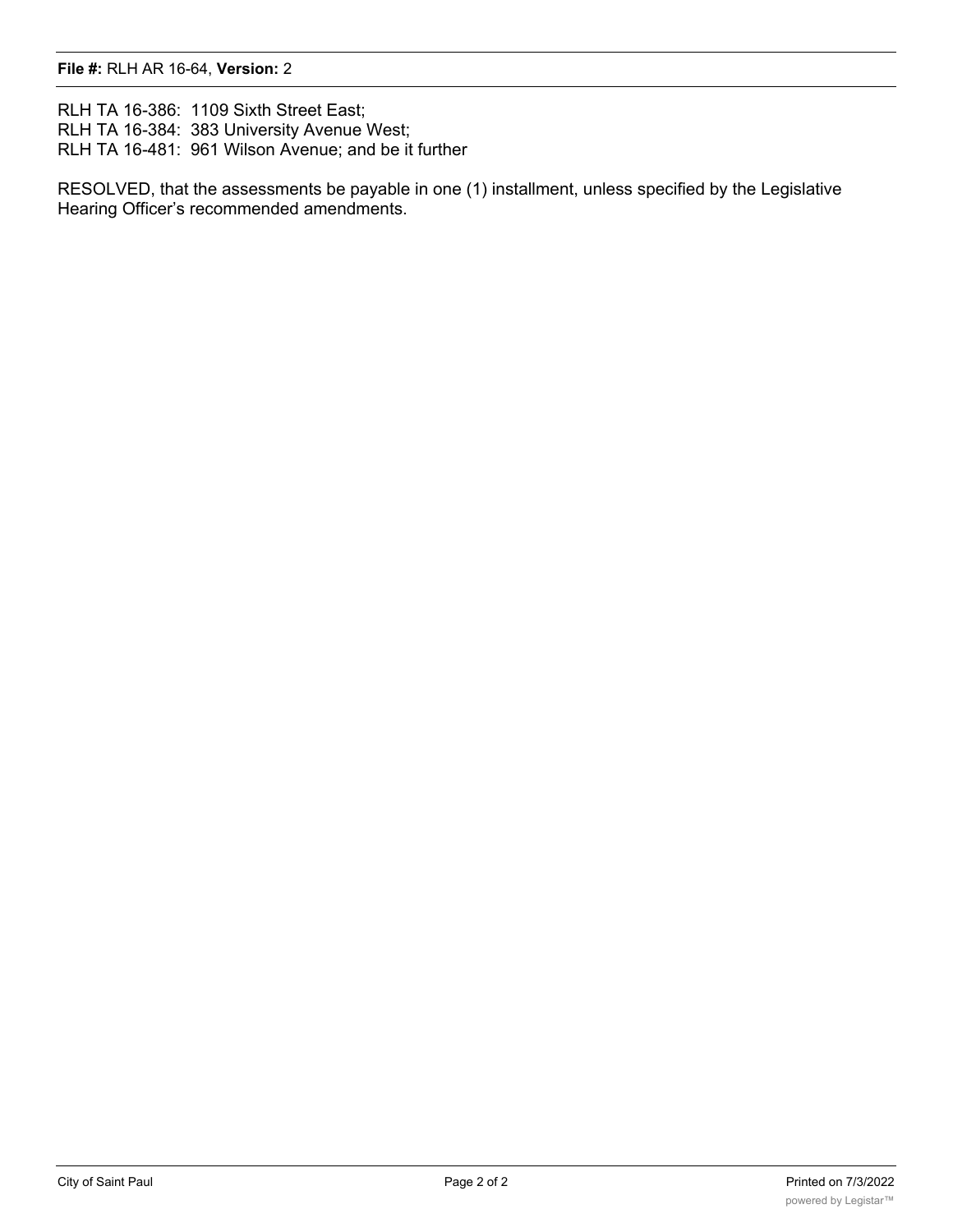RLH TA 16-386: 1109 Sixth Street East;
RLH TA 16-384: 383 University Avenue West;
RLH TA 16-481: 961 Wilson Avenue; and be it further

RESOLVED, that the assessments be payable in one (1) installment, unless specified by the Legislative Hearing Officer's recommended amendments.